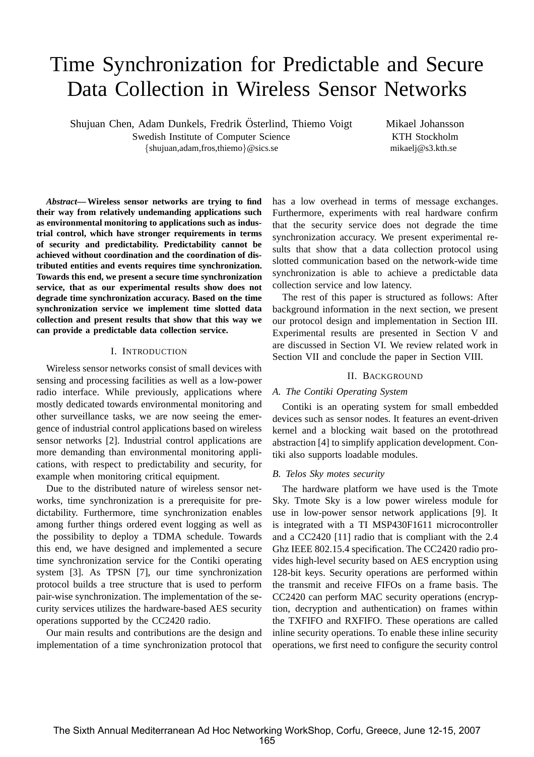# Time Synchronization for Predictable and Secure Data Collection in Wireless Sensor Networks

Shujuan Chen, Adam Dunkels, Fredrik Österlind, Thiemo Voigt
Swedish Institute of Computer Science
{shujuan,adam,fros,thiemo}@sics.se

Mikael Johansson
KTH Stockholm
mikaelj@s3.kth.se

***Abstract*— Wireless sensor networks are trying to find their way from relatively undemanding applications such as environmental monitoring to applications such as industrial control, which have stronger requirements in terms of security and predictability. Predictability cannot be achieved without coordination and the coordination of distributed entities and events requires time synchronization. Towards this end, we present a secure time synchronization service, that as our experimental results show does not degrade time synchronization accuracy. Based on the time synchronization service we implement time slotted data collection and present results that show that this way we can provide a predictable data collection service.**

## I. Introduction

Wireless sensor networks consist of small devices with sensing and processing facilities as well as a low-power radio interface. While previously, applications where mostly dedicated towards environmental monitoring and other surveillance tasks, we are now seeing the emergence of industrial control applications based on wireless sensor networks [2]. Industrial control applications are more demanding than environmental monitoring applications, with respect to predictability and security, for example when monitoring critical equipment.

Due to the distributed nature of wireless sensor networks, time synchronization is a prerequisite for predictability. Furthermore, time synchronization enables among further things ordered event logging as well as the possibility to deploy a TDMA schedule. Towards this end, we have designed and implemented a secure time synchronization service for the Contiki operating system [3]. As TPSN [7], our time synchronization protocol builds a tree structure that is used to perform pair-wise synchronization. The implementation of the security services utilizes the hardware-based AES security operations supported by the CC2420 radio.

Our main results and contributions are the design and implementation of a time synchronization protocol that has a low overhead in terms of message exchanges. Furthermore, experiments with real hardware confirm that the security service does not degrade the time synchronization accuracy. We present experimental results that show that a data collection protocol using slotted communication based on the network-wide time synchronization is able to achieve a predictable data collection service and low latency.

The rest of this paper is structured as follows: After background information in the next section, we present our protocol design and implementation in Section III. Experimental results are presented in Section V and are discussed in Section VI. We review related work in Section VII and conclude the paper in Section VIII.

## II. Background

### A. The Contiki Operating System

Contiki is an operating system for small embedded devices such as sensor nodes. It features an event-driven kernel and a blocking wait based on the protothread abstraction [4] to simplify application development. Contiki also supports loadable modules.

### B. Telos Sky motes security

The hardware platform we have used is the Tmote Sky. Tmote Sky is a low power wireless module for use in low-power sensor network applications [9]. It is integrated with a TI MSP430F1611 microcontroller and a CC2420 [11] radio that is compliant with the 2.4 Ghz IEEE 802.15.4 specification. The CC2420 radio provides high-level security based on AES encryption using 128-bit keys. Security operations are performed within the transmit and receive FIFOs on a frame basis. The CC2420 can perform MAC security operations (encryption, decryption and authentication) on frames within the TXFIFO and RXFIFO. These operations are called inline security operations. To enable these inline security operations, we first need to configure the security control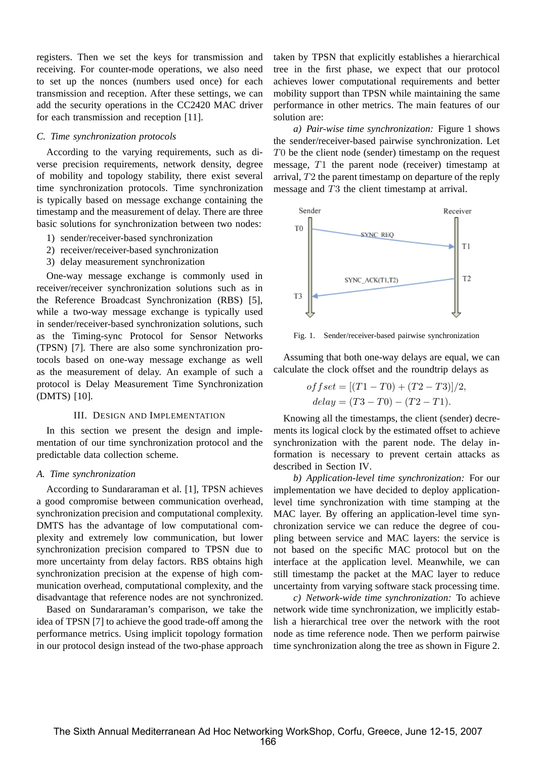registers. Then we set the keys for transmission and receiving. For counter-mode operations, we also need to set up the nonces (numbers used once) for each transmission and reception. After these settings, we can add the security operations in the CC2420 MAC driver for each transmission and reception [11].

### C. Time synchronization protocols

According to the varying requirements, such as diverse precision requirements, network density, degree of mobility and topology stability, there exist several time synchronization protocols. Time synchronization is typically based on message exchange containing the timestamp and the measurement of delay. There are three basic solutions for synchronization between two nodes:

1) sender/receiver-based synchronization
2) receiver/receiver-based synchronization
3) delay measurement synchronization

One-way message exchange is commonly used in receiver/receiver synchronization solutions such as in the Reference Broadcast Synchronization (RBS) [5], while a two-way message exchange is typically used in sender/receiver-based synchronization solutions, such as the Timing-sync Protocol for Sensor Networks (TPSN) [7]. There are also some synchronization protocols based on one-way message exchange as well as the measurement of delay. An example of such a protocol is Delay Measurement Time Synchronization (DMTS) [10].

## III. Design and Implementation

In this section we present the design and implementation of our time synchronization protocol and the predictable data collection scheme.

### A. Time synchronization

According to Sundararaman et al. [1], TPSN achieves a good compromise between communication overhead, synchronization precision and computational complexity. DMTS has the advantage of low computational complexity and extremely low communication, but lower synchronization precision compared to TPSN due to more uncertainty from delay factors. RBS obtains high synchronization precision at the expense of high communication overhead, computational complexity, and the disadvantage that reference nodes are not synchronized.

Based on Sundararaman's comparison, we take the idea of TPSN [7] to achieve the good trade-off among the performance metrics. Using implicit topology formation in our protocol design instead of the two-phase approach taken by TPSN that explicitly establishes a hierarchical tree in the first phase, we expect that our protocol achieves lower computational requirements and better mobility support than TPSN while maintaining the same performance in other metrics. The main features of our solution are:

*a) Pair-wise time synchronization:* Figure 1 shows the sender/receiver-based pairwise synchronization. Let $T0$ be the client node (sender) timestamp on the request message, $T1$ the parent node (receiver) timestamp at arrival, $T2$ the parent timestamp on departure of the reply message and $T3$ the client timestamp at arrival.

Fig. 1. Sender/receiver-based pairwise synchronization

Assuming that both one-way delays are equal, we can calculate the clock offset and the roundtrip delays as

$$offset = [(T1 - T0) + (T2 - T3)]/2,$$
$$delay = (T3 - T0) - (T2 - T1).$$

Knowing all the timestamps, the client (sender) decrements its logical clock by the estimated offset to achieve synchronization with the parent node. The delay information is necessary to prevent certain attacks as described in Section IV.

*b) Application-level time synchronization:* For our implementation we have decided to deploy application-level time synchronization with time stamping at the MAC layer. By offering an application-level time synchronization service we can reduce the degree of coupling between service and MAC layers: the service is not based on the specific MAC protocol but on the interface at the application level. Meanwhile, we can still timestamp the packet at the MAC layer to reduce uncertainty from varying software stack processing time.

*c) Network-wide time synchronization:* To achieve network wide time synchronization, we implicitly establish a hierarchical tree over the network with the root node as time reference node. Then we perform pairwise time synchronization along the tree as shown in Figure 2.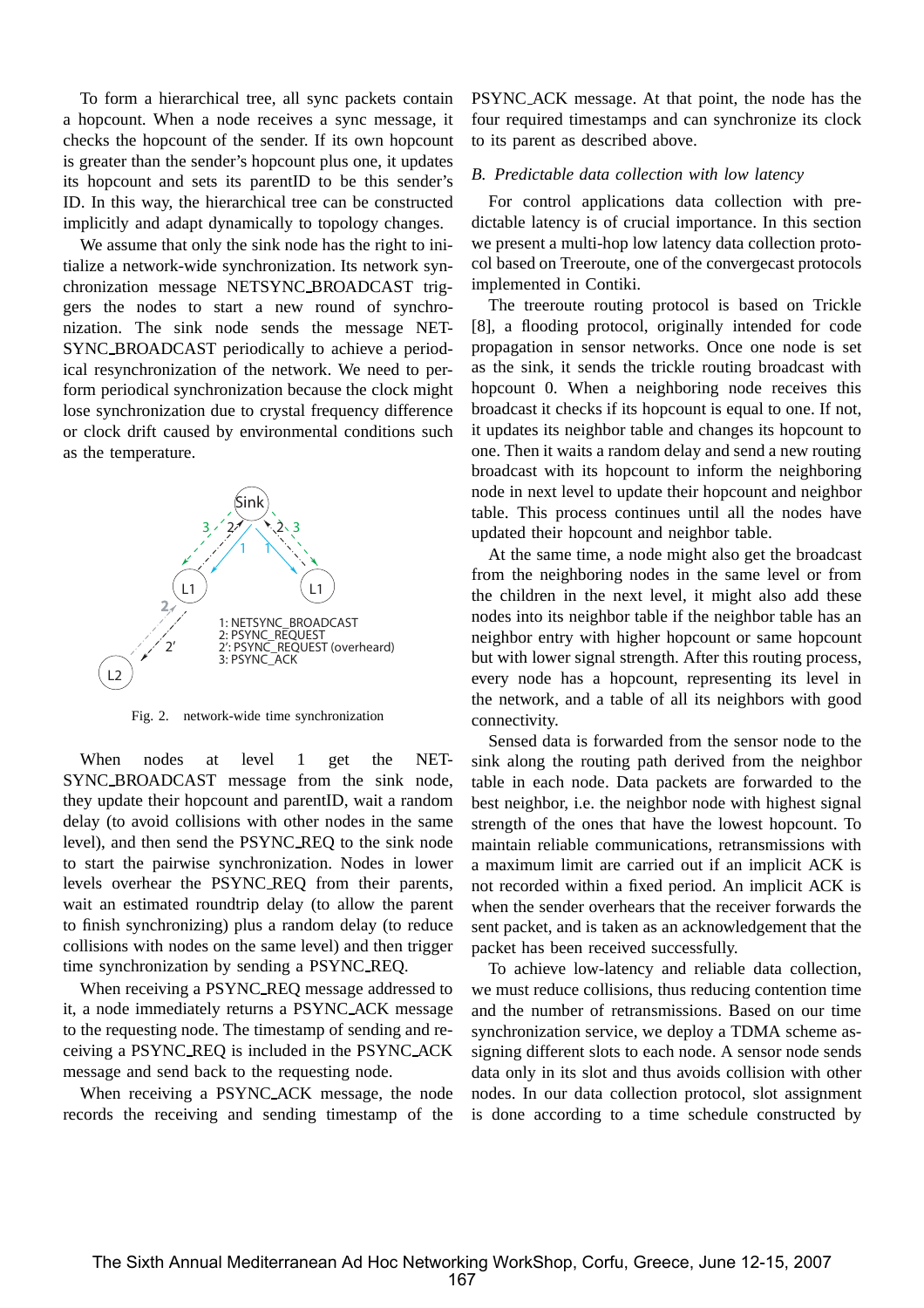To form a hierarchical tree, all sync packets contain a hopcount. When a node receives a sync message, it checks the hopcount of the sender. If its own hopcount is greater than the sender's hopcount plus one, it updates its hopcount and sets its parentID to be this sender's ID. In this way, the hierarchical tree can be constructed implicitly and adapt dynamically to topology changes.

We assume that only the sink node has the right to initialize a network-wide synchronization. Its network synchronization message NETSYNC_BROADCAST triggers the nodes to start a new round of synchronization. The sink node sends the message NETSYNC_BROADCAST periodically to achieve a periodical resynchronization of the network. We need to perform periodical synchronization because the clock might lose synchronization due to crystal frequency difference or clock drift caused by environmental conditions such as the temperature.

Fig. 2. network-wide time synchronization

When nodes at level 1 get the NETSYNC_BROADCAST message from the sink node, they update their hopcount and parentID, wait a random delay (to avoid collisions with other nodes in the same level), and then send the PSYNC_REQ to the sink node to start the pairwise synchronization. Nodes in lower levels overhear the PSYNC_REQ from their parents, wait an estimated roundtrip delay (to allow the parent to finish synchronizing) plus a random delay (to reduce collisions with nodes on the same level) and then trigger time synchronization by sending a PSYNC_REQ.

When receiving a PSYNC_REQ message addressed to it, a node immediately returns a PSYNC_ACK message to the requesting node. The timestamp of sending and receiving a PSYNC_REQ is included in the PSYNC_ACK message and send back to the requesting node.

When receiving a PSYNC_ACK message, the node records the receiving and sending timestamp of the PSYNC_ACK message. At that point, the node has the four required timestamps and can synchronize its clock to its parent as described above.

### B. Predictable data collection with low latency

For control applications data collection with predictable latency is of crucial importance. In this section we present a multi-hop low latency data collection protocol based on Treeroute, one of the convergecast protocols implemented in Contiki.

The treeroute routing protocol is based on Trickle [8], a flooding protocol, originally intended for code propagation in sensor networks. Once one node is set as the sink, it sends the trickle routing broadcast with hopcount 0. When a neighboring node receives this broadcast it checks if its hopcount is equal to one. If not, it updates its neighbor table and changes its hopcount to one. Then it waits a random delay and send a new routing broadcast with its hopcount to inform the neighboring node in next level to update their hopcount and neighbor table. This process continues until all the nodes have updated their hopcount and neighbor table.

At the same time, a node might also get the broadcast from the neighboring nodes in the same level or from the children in the next level, it might also add these nodes into its neighbor table if the neighbor table has an neighbor entry with higher hopcount or same hopcount but with lower signal strength. After this routing process, every node has a hopcount, representing its level in the network, and a table of all its neighbors with good connectivity.

Sensed data is forwarded from the sensor node to the sink along the routing path derived from the neighbor table in each node. Data packets are forwarded to the best neighbor, i.e. the neighbor node with highest signal strength of the ones that have the lowest hopcount. To maintain reliable communications, retransmissions with a maximum limit are carried out if an implicit ACK is not recorded within a fixed period. An implicit ACK is when the sender overhears that the receiver forwards the sent packet, and is taken as an acknowledgement that the packet has been received successfully.

To achieve low-latency and reliable data collection, we must reduce collisions, thus reducing contention time and the number of retransmissions. Based on our time synchronization service, we deploy a TDMA scheme assigning different slots to each node. A sensor node sends data only in its slot and thus avoids collision with other nodes. In our data collection protocol, slot assignment is done according to a time schedule constructed by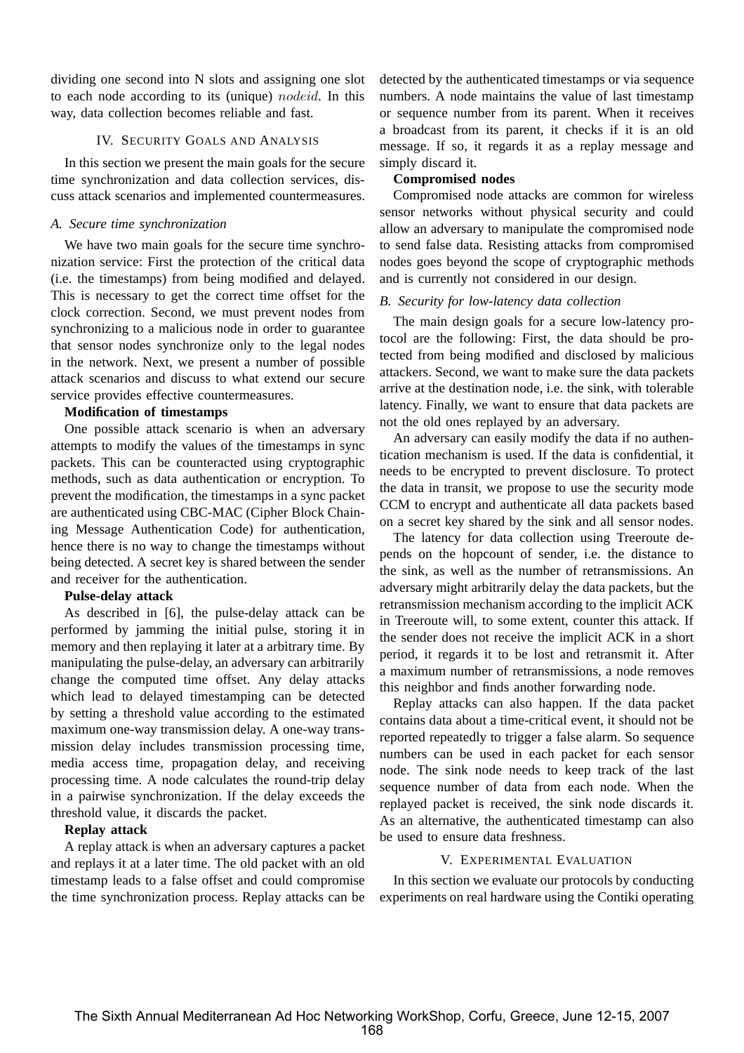dividing one second into N slots and assigning one slot to each node according to its (unique) $nodeid$. In this way, data collection becomes reliable and fast.

## IV. Security Goals and Analysis

In this section we present the main goals for the secure time synchronization and data collection services, discuss attack scenarios and implemented countermeasures.

### A. Secure time synchronization

We have two main goals for the secure time synchronization service: First the protection of the critical data (i.e. the timestamps) from being modified and delayed. This is necessary to get the correct time offset for the clock correction. Second, we must prevent nodes from synchronizing to a malicious node in order to guarantee that sensor nodes synchronize only to the legal nodes in the network. Next, we present a number of possible attack scenarios and discuss to what extend our secure service provides effective countermeasures.

**Modification of timestamps**

One possible attack scenario is when an adversary attempts to modify the values of the timestamps in sync packets. This can be counteracted using cryptographic methods, such as data authentication or encryption. To prevent the modification, the timestamps in a sync packet are authenticated using CBC-MAC (Cipher Block Chaining Message Authentication Code) for authentication, hence there is no way to change the timestamps without being detected. A secret key is shared between the sender and receiver for the authentication.

**Pulse-delay attack**

As described in [6], the pulse-delay attack can be performed by jamming the initial pulse, storing it in memory and then replaying it later at a arbitrary time. By manipulating the pulse-delay, an adversary can arbitrarily change the computed time offset. Any delay attacks which lead to delayed timestamping can be detected by setting a threshold value according to the estimated maximum one-way transmission delay. A one-way transmission delay includes transmission processing time, media access time, propagation delay, and receiving processing time. A node calculates the round-trip delay in a pairwise synchronization. If the delay exceeds the threshold value, it discards the packet.

**Replay attack**

A replay attack is when an adversary captures a packet and replays it at a later time. The old packet with an old timestamp leads to a false offset and could compromise the time synchronization process. Replay attacks can be detected by the authenticated timestamps or via sequence numbers. A node maintains the value of last timestamp or sequence number from its parent. When it receives a broadcast from its parent, it checks if it is an old message. If so, it regards it as a replay message and simply discard it.

**Compromised nodes**

Compromised node attacks are common for wireless sensor networks without physical security and could allow an adversary to manipulate the compromised node to send false data. Resisting attacks from compromised nodes goes beyond the scope of cryptographic methods and is currently not considered in our design.

### B. Security for low-latency data collection

The main design goals for a secure low-latency protocol are the following: First, the data should be protected from being modified and disclosed by malicious attackers. Second, we want to make sure the data packets arrive at the destination node, i.e. the sink, with tolerable latency. Finally, we want to ensure that data packets are not the old ones replayed by an adversary.

An adversary can easily modify the data if no authentication mechanism is used. If the data is confidential, it needs to be encrypted to prevent disclosure. To protect the data in transit, we propose to use the security mode CCM to encrypt and authenticate all data packets based on a secret key shared by the sink and all sensor nodes.

The latency for data collection using Treeroute depends on the hopcount of sender, i.e. the distance to the sink, as well as the number of retransmissions. An adversary might arbitrarily delay the data packets, but the retransmission mechanism according to the implicit ACK in Treeroute will, to some extent, counter this attack. If the sender does not receive the implicit ACK in a short period, it regards it to be lost and retransmit it. After a maximum number of retransmissions, a node removes this neighbor and finds another forwarding node.

Replay attacks can also happen. If the data packet contains data about a time-critical event, it should not be reported repeatedly to trigger a false alarm. So sequence numbers can be used in each packet for each sensor node. The sink node needs to keep track of the last sequence number of data from each node. When the replayed packet is received, the sink node discards it. As an alternative, the authenticated timestamp can also be used to ensure data freshness.

## V. Experimental Evaluation

In this section we evaluate our protocols by conducting experiments on real hardware using the Contiki operating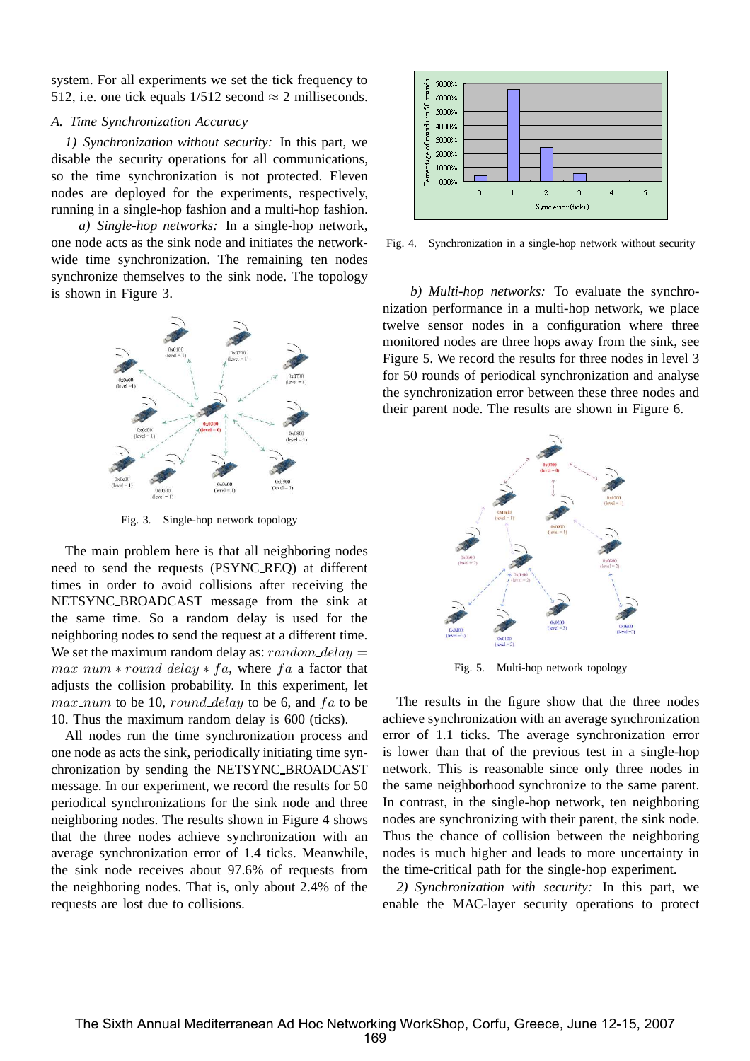system. For all experiments we set the tick frequency to 512, i.e. one tick equals 1/512 second $\approx$ 2 milliseconds.

### A. Time Synchronization Accuracy

*1) Synchronization without security:* In this part, we disable the security operations for all communications, so the time synchronization is not protected. Eleven nodes are deployed for the experiments, respectively, running in a single-hop fashion and a multi-hop fashion.

*a) Single-hop networks:* In a single-hop network, one node acts as the sink node and initiates the network-wide time synchronization. The remaining ten nodes synchronize themselves to the sink node. The topology is shown in Figure 3.

Fig. 3. Single-hop network topology

The main problem here is that all neighboring nodes need to send the requests (PSYNC_REQ) at different times in order to avoid collisions after receiving the NETSYNC_BROADCAST message from the sink at the same time. So a random delay is used for the neighboring nodes to send the request at a different time. We set the maximum random delay as: $random\_delay = max\_num * round\_delay * fa$, where $fa$ a factor that adjusts the collision probability. In this experiment, let $max\_num$ to be 10, $round\_delay$ to be 6, and $fa$ to be 10. Thus the maximum random delay is 600 (ticks).

All nodes run the time synchronization process and one node as acts the sink, periodically initiating time synchronization by sending the NETSYNC_BROADCAST message. In our experiment, we record the results for 50 periodical synchronizations for the sink node and three neighboring nodes. The results shown in Figure 4 shows that the three nodes achieve synchronization with an average synchronization error of 1.4 ticks. Meanwhile, the sink node receives about 97.6% of requests from the neighboring nodes. That is, only about 2.4% of the requests are lost due to collisions.

Fig. 4. Synchronization in a single-hop network without security

*b) Multi-hop networks:* To evaluate the synchronization performance in a multi-hop network, we place twelve sensor nodes in a configuration where three monitored nodes are three hops away from the sink, see Figure 5. We record the results for three nodes in level 3 for 50 rounds of periodical synchronization and analyse the synchronization error between these three nodes and their parent node. The results are shown in Figure 6.

Fig. 5. Multi-hop network topology

The results in the figure show that the three nodes achieve synchronization with an average synchronization error of 1.1 ticks. The average synchronization error is lower than that of the previous test in a single-hop network. This is reasonable since only three nodes in the same neighborhood synchronize to the same parent. In contrast, in the single-hop network, ten neighboring nodes are synchronizing with their parent, the sink node. Thus the chance of collision between the neighboring nodes is much higher and leads to more uncertainty in the time-critical path for the single-hop experiment.

*2) Synchronization with security:* In this part, we enable the MAC-layer security operations to protect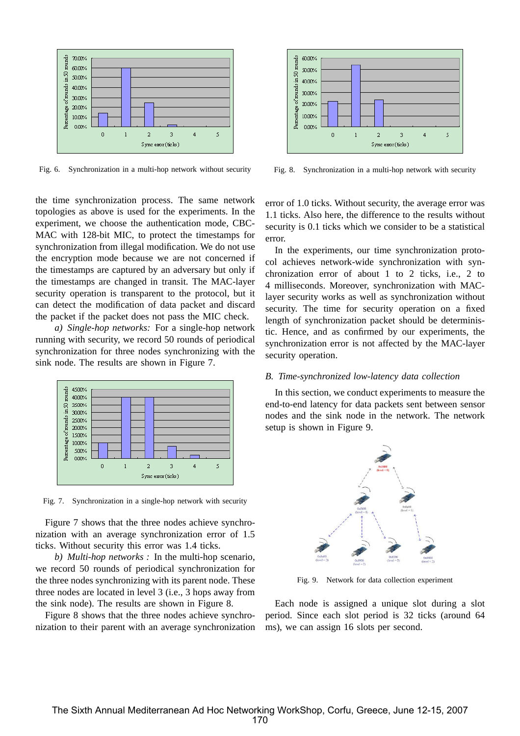Fig. 6. Synchronization in a multi-hop network without security

Fig. 8. Synchronization in a multi-hop network with security

the time synchronization process. The same network topologies as above is used for the experiments. In the experiment, we choose the authentication mode, CBC-MAC with 128-bit MIC, to protect the timestamps for synchronization from illegal modification. We do not use the encryption mode because we are not concerned if the timestamps are captured by an adversary but only if the timestamps are changed in transit. The MAC-layer security operation is transparent to the protocol, but it can detect the modification of data packet and discard the packet if the packet does not pass the MIC check.

*a) Single-hop networks:* For a single-hop network running with security, we record 50 rounds of periodical synchronization for three nodes synchronizing with the sink node. The results are shown in Figure 7.

Fig. 7. Synchronization in a single-hop network with security

Figure 7 shows that the three nodes achieve synchronization with an average synchronization error of 1.5 ticks. Without security this error was 1.4 ticks.

*b) Multi-hop networks :* In the multi-hop scenario, we record 50 rounds of periodical synchronization for the three nodes synchronizing with its parent node. These three nodes are located in level 3 (i.e., 3 hops away from the sink node). The results are shown in Figure 8.

Figure 8 shows that the three nodes achieve synchronization to their parent with an average synchronization error of 1.0 ticks. Without security, the average error was 1.1 ticks. Also here, the difference to the results without security is 0.1 ticks which we consider to be a statistical error.

In the experiments, our time synchronization protocol achieves network-wide synchronization with synchronization error of about 1 to 2 ticks, i.e., 2 to 4 milliseconds. Moreover, synchronization with MAC-layer security works as well as synchronization without security. The time for security operation on a fixed length of synchronization packet should be deterministic. Hence, and as confirmed by our experiments, the synchronization error is not affected by the MAC-layer security operation.

### *B. Time-synchronized low-latency data collection*

In this section, we conduct experiments to measure the end-to-end latency for data packets sent between sensor nodes and the sink node in the network. The network setup is shown in Figure 9.

Fig. 9. Network for data collection experiment

Each node is assigned a unique slot during a slot period. Since each slot period is 32 ticks (around 64 ms), we can assign 16 slots per second.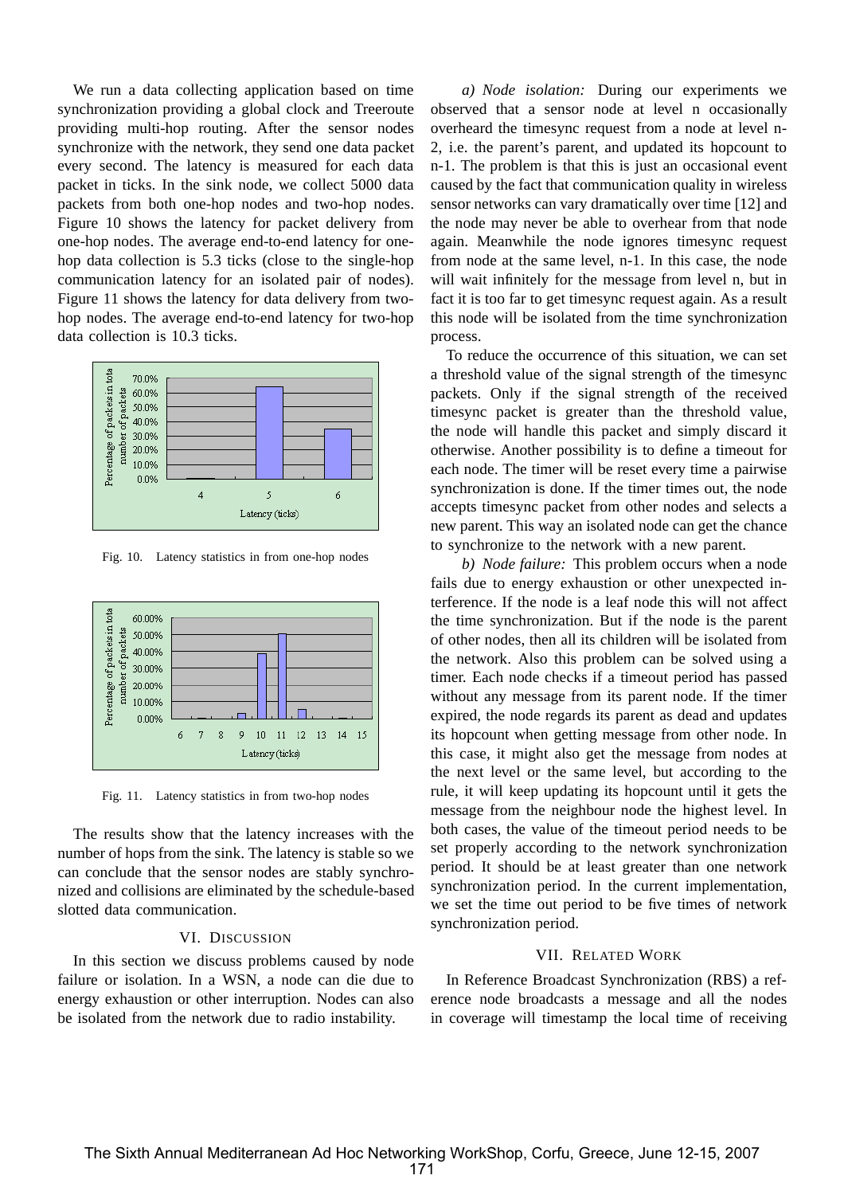We run a data collecting application based on time synchronization providing a global clock and Treeroute providing multi-hop routing. After the sensor nodes synchronize with the network, they send one data packet every second. The latency is measured for each data packet in ticks. In the sink node, we collect 5000 data packets from both one-hop nodes and two-hop nodes. Figure 10 shows the latency for packet delivery from one-hop nodes. The average end-to-end latency for one-hop data collection is 5.3 ticks (close to the single-hop communication latency for an isolated pair of nodes). Figure 11 shows the latency for data delivery from two-hop nodes. The average end-to-end latency for two-hop data collection is 10.3 ticks.

Fig. 10. Latency statistics in from one-hop nodes

Fig. 11. Latency statistics in from two-hop nodes

The results show that the latency increases with the number of hops from the sink. The latency is stable so we can conclude that the sensor nodes are stably synchronized and collisions are eliminated by the schedule-based slotted data communication.

## VI. Discussion

In this section we discuss problems caused by node failure or isolation. In a WSN, a node can die due to energy exhaustion or other interruption. Nodes can also be isolated from the network due to radio instability.

*a) Node isolation:* During our experiments we observed that a sensor node at level n occasionally overheard the timesync request from a node at level n-2, i.e. the parent's parent, and updated its hopcount to n-1. The problem is that this is just an occasional event caused by the fact that communication quality in wireless sensor networks can vary dramatically over time [12] and the node may never be able to overhear from that node again. Meanwhile the node ignores timesync request from node at the same level, n-1. In this case, the node will wait infinitely for the message from level n, but in fact it is too far to get timesync request again. As a result this node will be isolated from the time synchronization process.

To reduce the occurrence of this situation, we can set a threshold value of the signal strength of the timesync packets. Only if the signal strength of the received timesync packet is greater than the threshold value, the node will handle this packet and simply discard it otherwise. Another possibility is to define a timeout for each node. The timer will be reset every time a pairwise synchronization is done. If the timer times out, the node accepts timesync packet from other nodes and selects a new parent. This way an isolated node can get the chance to synchronize to the network with a new parent.

*b) Node failure:* This problem occurs when a node fails due to energy exhaustion or other unexpected interference. If the node is a leaf node this will not affect the time synchronization. But if the node is the parent of other nodes, then all its children will be isolated from the network. Also this problem can be solved using a timer. Each node checks if a timeout period has passed without any message from its parent node. If the timer expired, the node regards its parent as dead and updates its hopcount when getting message from other node. In this case, it might also get the message from nodes at the next level or the same level, but according to the rule, it will keep updating its hopcount until it gets the message from the neighbour node the highest level. In both cases, the value of the timeout period needs to be set properly according to the network synchronization period. It should be at least greater than one network synchronization period. In the current implementation, we set the time out period to be five times of network synchronization period.

## VII. Related Work

In Reference Broadcast Synchronization (RBS) a reference node broadcasts a message and all the nodes in coverage will timestamp the local time of receiving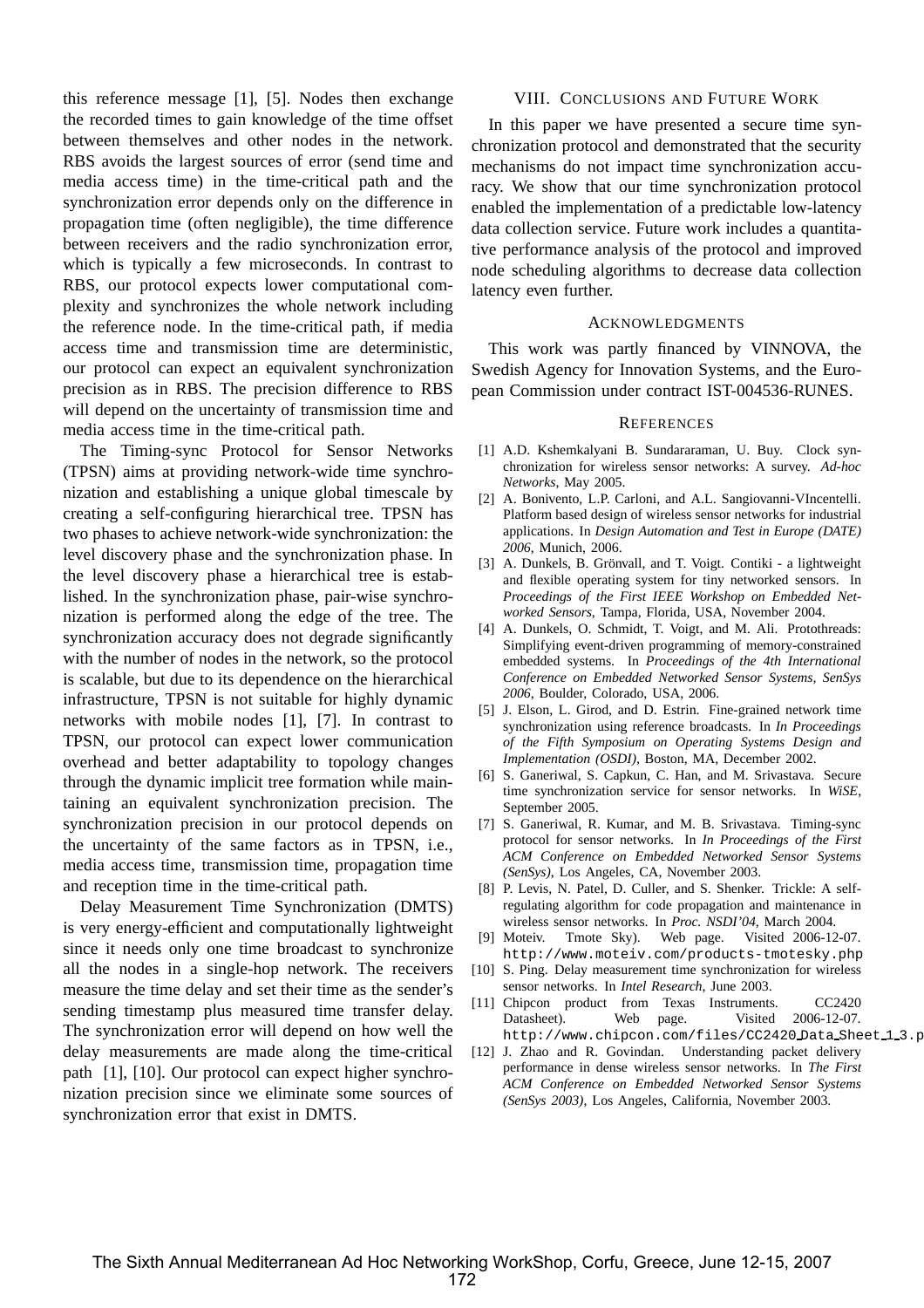this reference message [1], [5]. Nodes then exchange the recorded times to gain knowledge of the time offset between themselves and other nodes in the network. RBS avoids the largest sources of error (send time and media access time) in the time-critical path and the synchronization error depends only on the difference in propagation time (often negligible), the time difference between receivers and the radio synchronization error, which is typically a few microseconds. In contrast to RBS, our protocol expects lower computational complexity and synchronizes the whole network including the reference node. In the time-critical path, if media access time and transmission time are deterministic, our protocol can expect an equivalent synchronization precision as in RBS. The precision difference to RBS will depend on the uncertainty of transmission time and media access time in the time-critical path.

The Timing-sync Protocol for Sensor Networks (TPSN) aims at providing network-wide time synchronization and establishing a unique global timescale by creating a self-configuring hierarchical tree. TPSN has two phases to achieve network-wide synchronization: the level discovery phase and the synchronization phase. In the level discovery phase a hierarchical tree is established. In the synchronization phase, pair-wise synchronization is performed along the edge of the tree. The synchronization accuracy does not degrade significantly with the number of nodes in the network, so the protocol is scalable, but due to its dependence on the hierarchical infrastructure, TPSN is not suitable for highly dynamic networks with mobile nodes [1], [7]. In contrast to TPSN, our protocol can expect lower communication overhead and better adaptability to topology changes through the dynamic implicit tree formation while maintaining an equivalent synchronization precision. The synchronization precision in our protocol depends on the uncertainty of the same factors as in TPSN, i.e., media access time, transmission time, propagation time and reception time in the time-critical path.

Delay Measurement Time Synchronization (DMTS) is very energy-efficient and computationally lightweight since it needs only one time broadcast to synchronize all the nodes in a single-hop network. The receivers measure the time delay and set their time as the sender's sending timestamp plus measured time transfer delay. The synchronization error will depend on how well the delay measurements are made along the time-critical path [1], [10]. Our protocol can expect higher synchronization precision since we eliminate some sources of synchronization error that exist in DMTS.

## VIII. Conclusions and Future Work

In this paper we have presented a secure time synchronization protocol and demonstrated that the security mechanisms do not impact time synchronization accuracy. We show that our time synchronization protocol enabled the implementation of a predictable low-latency data collection service. Future work includes a quantitative performance analysis of the protocol and improved node scheduling algorithms to decrease data collection latency even further.

## Acknowledgments

This work was partly financed by VINNOVA, the Swedish Agency for Innovation Systems, and the European Commission under contract IST-004536-RUNES.

## References

[1] A.D. Kshemkalyani B. Sundararaman, U. Buy. Clock synchronization for wireless sensor networks: A survey. *Ad-hoc Networks*, May 2005.

[2] A. Bonivento, L.P. Carloni, and A.L. Sangiovanni-VIncentelli. Platform based design of wireless sensor networks for industrial applications. In *Design Automation and Test in Europe (DATE) 2006*, Munich, 2006.

[3] A. Dunkels, B. Grönvall, and T. Voigt. Contiki - a lightweight and flexible operating system for tiny networked sensors. In *Proceedings of the First IEEE Workshop on Embedded Networked Sensors*, Tampa, Florida, USA, November 2004.

[4] A. Dunkels, O. Schmidt, T. Voigt, and M. Ali. Protothreads: Simplifying event-driven programming of memory-constrained embedded systems. In *Proceedings of the 4th International Conference on Embedded Networked Sensor Systems, SenSys 2006*, Boulder, Colorado, USA, 2006.

[5] J. Elson, L. Girod, and D. Estrin. Fine-grained network time synchronization using reference broadcasts. In *In Proceedings of the Fifth Symposium on Operating Systems Design and Implementation (OSDI)*, Boston, MA, December 2002.

[6] S. Ganeriwal, S. Capkun, C. Han, and M. Srivastava. Secure time synchronization service for sensor networks. In *WiSE*, September 2005.

[7] S. Ganeriwal, R. Kumar, and M. B. Srivastava. Timing-sync protocol for sensor networks. In *In Proceedings of the First ACM Conference on Embedded Networked Sensor Systems (SenSys)*, Los Angeles, CA, November 2003.

[8] P. Levis, N. Patel, D. Culler, and S. Shenker. Trickle: A self-regulating algorithm for code propagation and maintenance in wireless sensor networks. In *Proc. NSDI'04*, March 2004.

[9] Moteiv. Tmote Sky). Web page. Visited 2006-12-07. `http://www.moteiv.com/products-tmotesky.php`

[10] S. Ping. Delay measurement time synchronization for wireless sensor networks. In *Intel Research*, June 2003.

[11] Chipcon product from Texas Instruments. CC2420 Datasheet). Web page. Visited 2006-12-07. `http://www.chipcon.com/files/CC2420_Data_Sheet_1_3.p`

[12] J. Zhao and R. Govindan. Understanding packet delivery performance in dense wireless sensor networks. In *The First ACM Conference on Embedded Networked Sensor Systems (SenSys 2003)*, Los Angeles, California, November 2003.